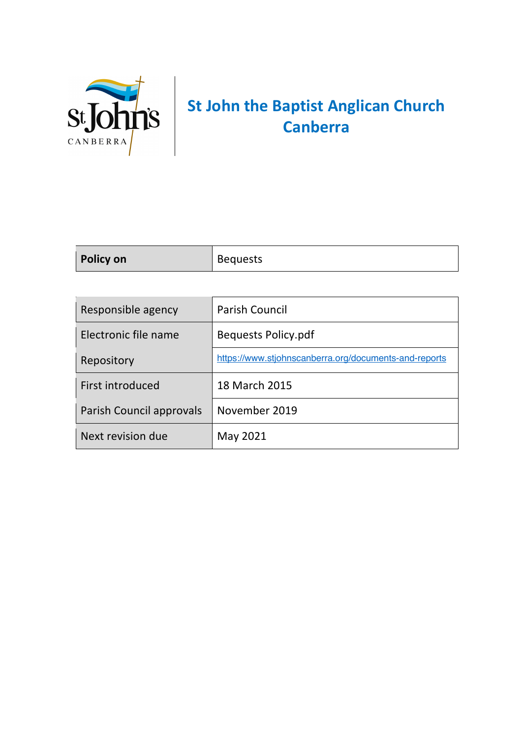# St John the Baptist Anglican Church Canberra

| **Policy on** | Bequests |
|---|---|

| Responsible agency | Parish Council |
|---|---|
| Electronic file name | Bequests Policy.pdf |
| Repository | https://www.stjohnscanberra.org/documents-and-reports |
| First introduced | 18 March 2015 |
| Parish Council approvals | November 2019 |
| Next revision due | May 2021 |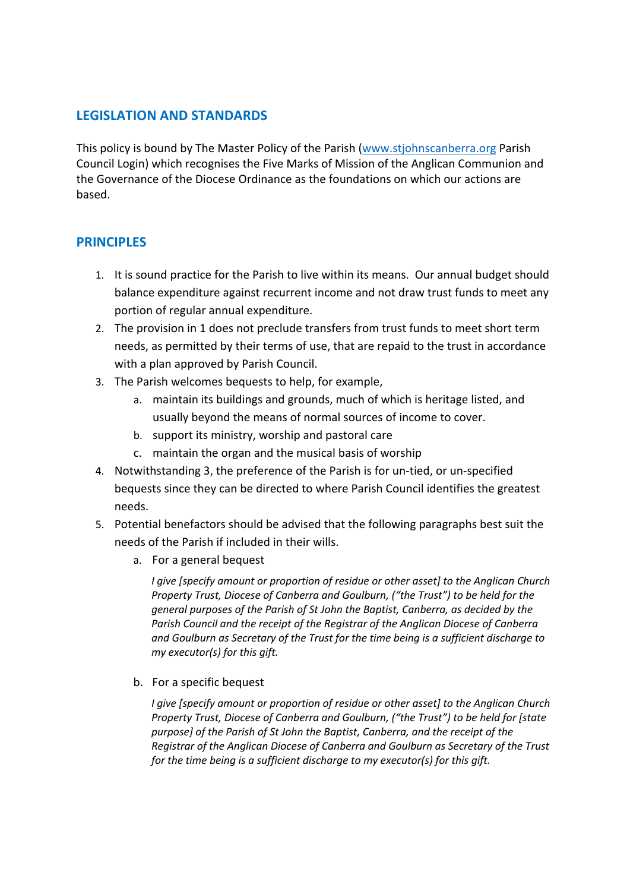## LEGISLATION AND STANDARDS

This policy is bound by The Master Policy of the Parish (www.stjohnscanberra.org Parish Council Login) which recognises the Five Marks of Mission of the Anglican Communion and the Governance of the Diocese Ordinance as the foundations on which our actions are based.

## PRINCIPLES

1. It is sound practice for the Parish to live within its means. Our annual budget should balance expenditure against recurrent income and not draw trust funds to meet any portion of regular annual expenditure.
2. The provision in 1 does not preclude transfers from trust funds to meet short term needs, as permitted by their terms of use, that are repaid to the trust in accordance with a plan approved by Parish Council.
3. The Parish welcomes bequests to help, for example,
   a. maintain its buildings and grounds, much of which is heritage listed, and usually beyond the means of normal sources of income to cover.
   b. support its ministry, worship and pastoral care
   c. maintain the organ and the musical basis of worship
4. Notwithstanding 3, the preference of the Parish is for un-tied, or un-specified bequests since they can be directed to where Parish Council identifies the greatest needs.
5. Potential benefactors should be advised that the following paragraphs best suit the needs of the Parish if included in their wills.
   a. For a general bequest

      *I give [specify amount or proportion of residue or other asset] to the Anglican Church Property Trust, Diocese of Canberra and Goulburn, ("the Trust") to be held for the general purposes of the Parish of St John the Baptist, Canberra, as decided by the Parish Council and the receipt of the Registrar of the Anglican Diocese of Canberra and Goulburn as Secretary of the Trust for the time being is a sufficient discharge to my executor(s) for this gift.*

   b. For a specific bequest

      *I give [specify amount or proportion of residue or other asset] to the Anglican Church Property Trust, Diocese of Canberra and Goulburn, ("the Trust") to be held for [state purpose] of the Parish of St John the Baptist, Canberra, and the receipt of the Registrar of the Anglican Diocese of Canberra and Goulburn as Secretary of the Trust for the time being is a sufficient discharge to my executor(s) for this gift.*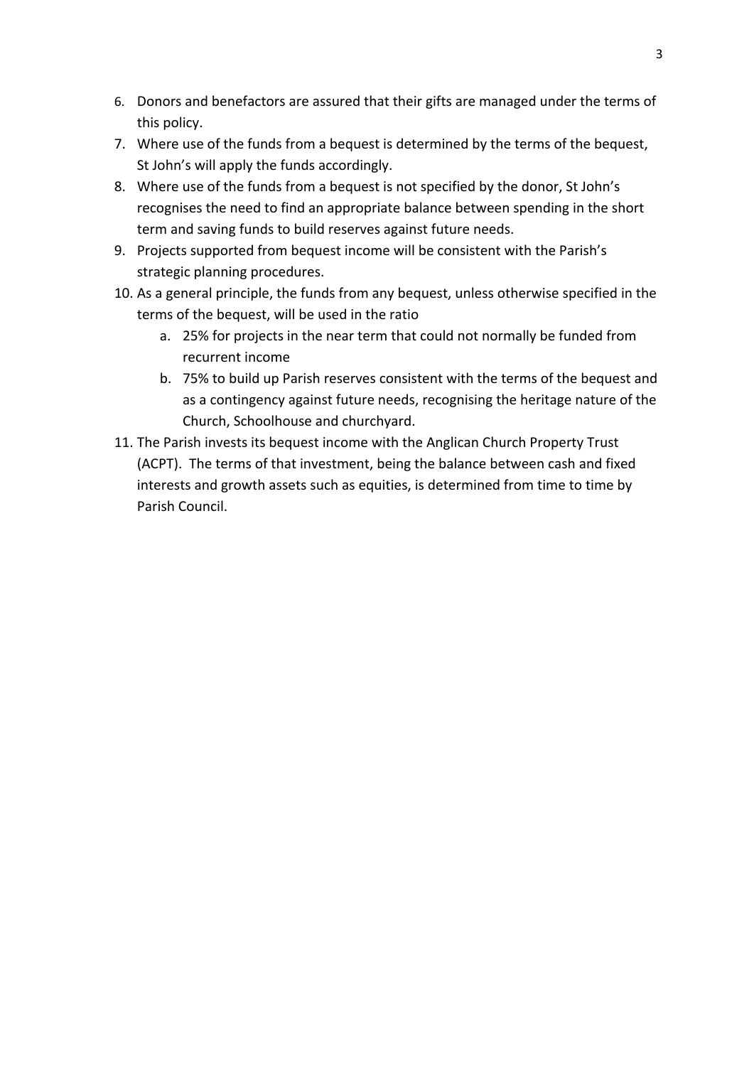6. Donors and benefactors are assured that their gifts are managed under the terms of this policy.
7. Where use of the funds from a bequest is determined by the terms of the bequest, St John's will apply the funds accordingly.
8. Where use of the funds from a bequest is not specified by the donor, St John's recognises the need to find an appropriate balance between spending in the short term and saving funds to build reserves against future needs.
9. Projects supported from bequest income will be consistent with the Parish's strategic planning procedures.
10. As a general principle, the funds from any bequest, unless otherwise specified in the terms of the bequest, will be used in the ratio
    a. 25% for projects in the near term that could not normally be funded from recurrent income
    b. 75% to build up Parish reserves consistent with the terms of the bequest and as a contingency against future needs, recognising the heritage nature of the Church, Schoolhouse and churchyard.
11. The Parish invests its bequest income with the Anglican Church Property Trust (ACPT). The terms of that investment, being the balance between cash and fixed interests and growth assets such as equities, is determined from time to time by Parish Council.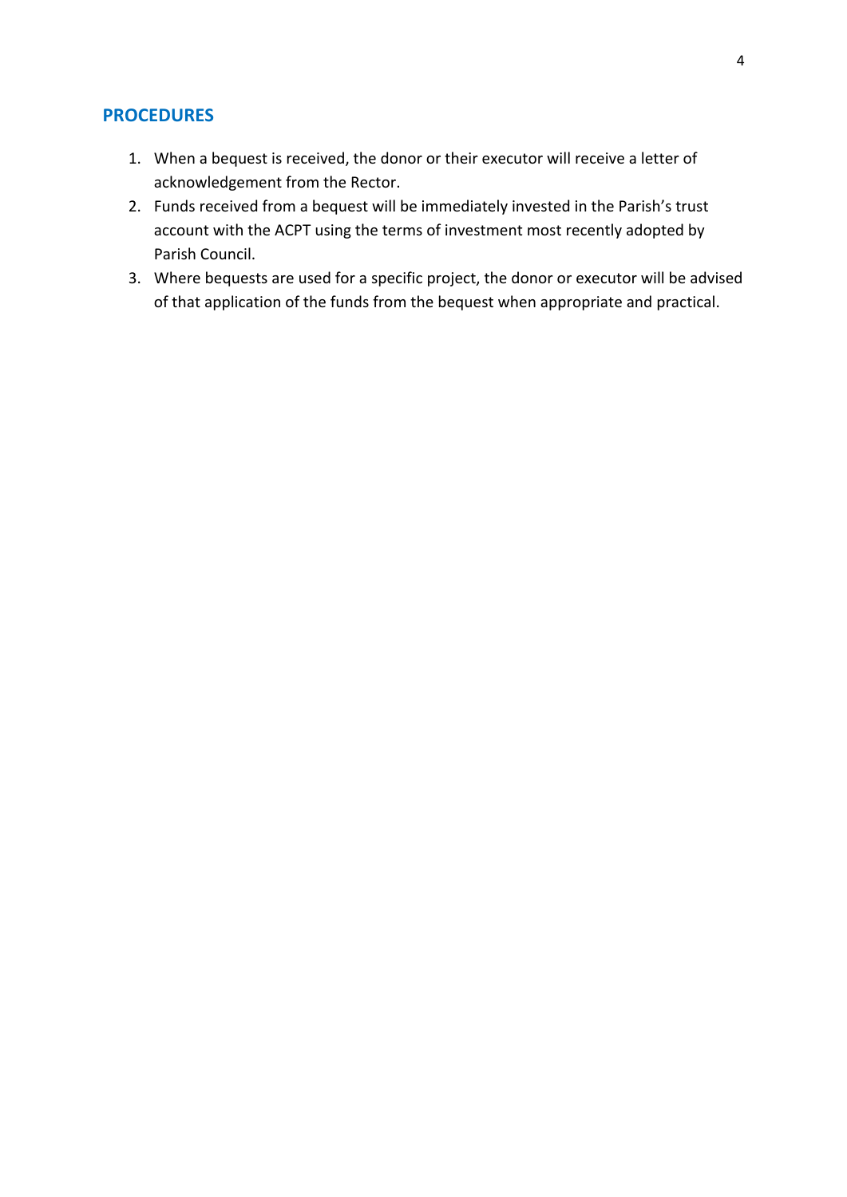## PROCEDURES

1. When a bequest is received, the donor or their executor will receive a letter of acknowledgement from the Rector.
2. Funds received from a bequest will be immediately invested in the Parish's trust account with the ACPT using the terms of investment most recently adopted by Parish Council.
3. Where bequests are used for a specific project, the donor or executor will be advised of that application of the funds from the bequest when appropriate and practical.